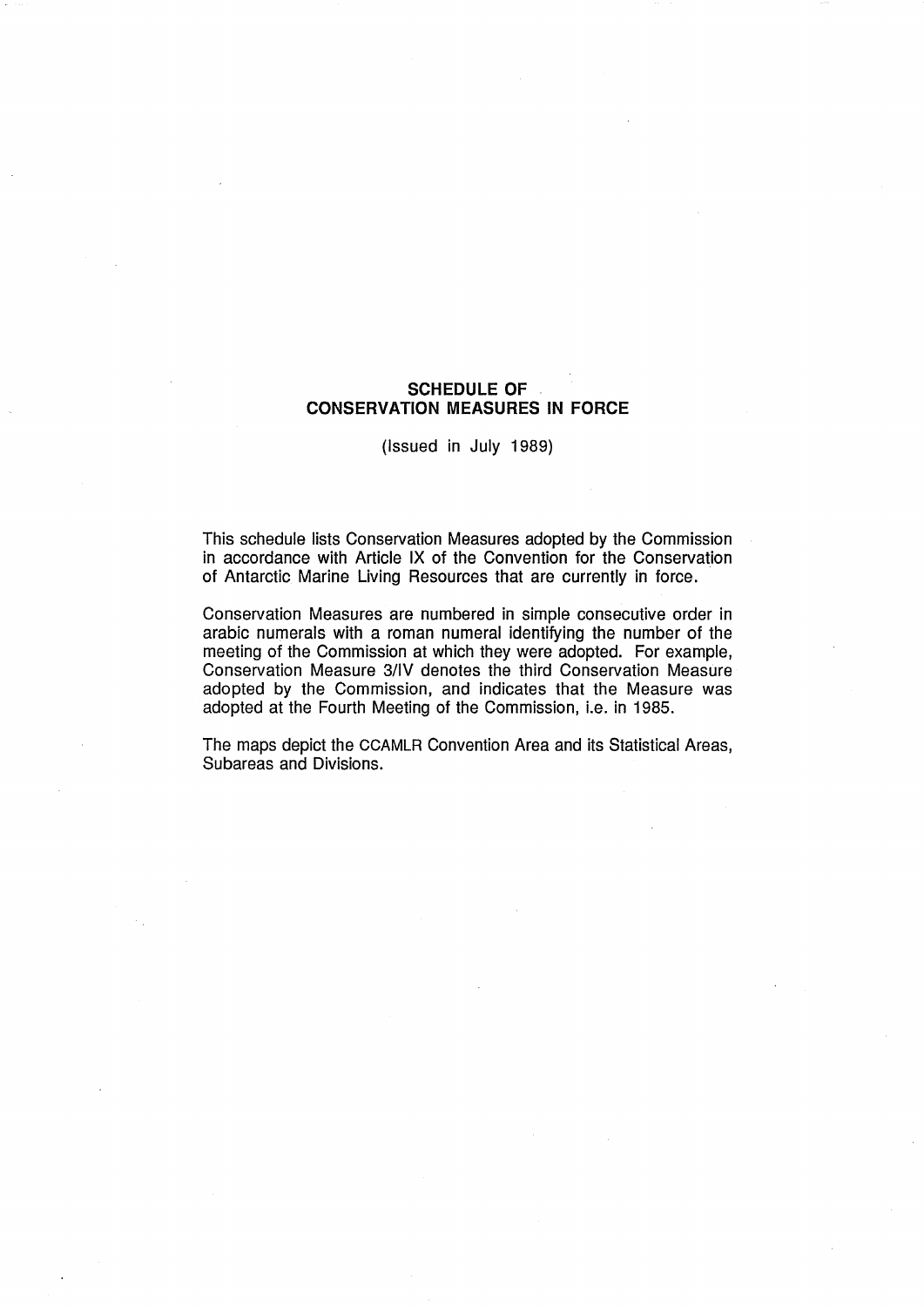# SCHEDULE OF CONSERVATION MEASURES IN FORCE

(Issued in July 1989)

This schedule lists Conservation Measures adopted by the Commission in accordance with Article IX of the Convention for the Conservation of Antarctic Marine Living Resources that are currently in force.

Conservation Measures are numbered in simple consecutive order in arabic numerals with a roman numeral identifying the number of the meeting of the Commission at which they were adopted. For example, Conservation Measure 3/IV denotes the third Conservation Measure adopted by the Commission, and indicates that the Measure was adopted at the Fourth Meeting of the Commission, i.e. in 1985.

The maps depict the CCAMLR Convention Area and its Statistical Areas, Subareas and Divisions.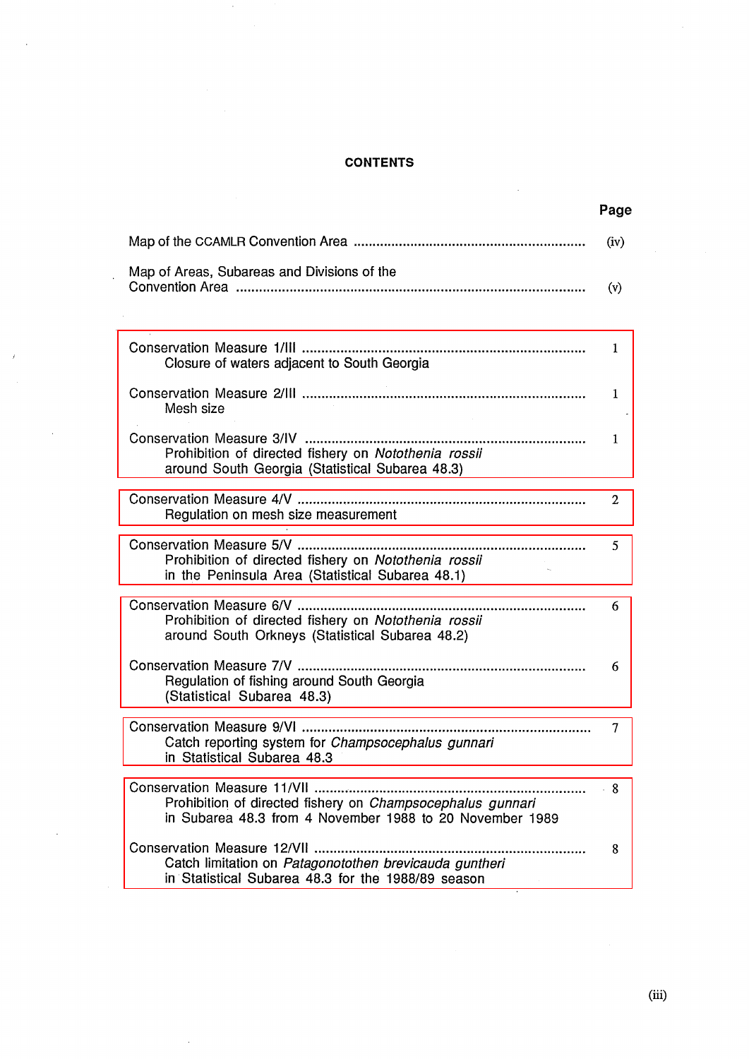# CONTENTS

| | Page |
|---|---|
| Map of the CCAMLR Convention Area | (iv) |
| Map of Areas, Subareas and Divisions of the Convention Area | (v) |
| Conservation Measure 1/III<br>Closure of waters adjacent to South Georgia | 1 |
| Conservation Measure 2/III<br>Mesh size | 1 |
| Conservation Measure 3/IV<br>Prohibition of directed fishery on *Notothenia rossii* around South Georgia (Statistical Subarea 48.3) | 1 |
| Conservation Measure 4/V<br>Regulation on mesh size measurement | 2 |
| Conservation Measure 5/V<br>Prohibition of directed fishery on *Notothenia rossii* in the Peninsula Area (Statistical Subarea 48.1) | 5 |
| Conservation Measure 6/V<br>Prohibition of directed fishery on *Notothenia rossii* around South Orkneys (Statistical Subarea 48.2) | 6 |
| Conservation Measure 7/V<br>Regulation of fishing around South Georgia (Statistical Subarea 48.3) | 6 |
| Conservation Measure 9/VI<br>Catch reporting system for *Champsocephalus gunnari* in Statistical Subarea 48.3 | 7 |
| Conservation Measure 11/VII<br>Prohibition of directed fishery on *Champsocephalus gunnari* in Subarea 48.3 from 4 November 1988 to 20 November 1989 | 8 |
| Conservation Measure 12/VII<br>Catch limitation on *Patagonotothen brevicauda guntheri* in Statistical Subarea 48.3 for the 1988/89 season | 8 |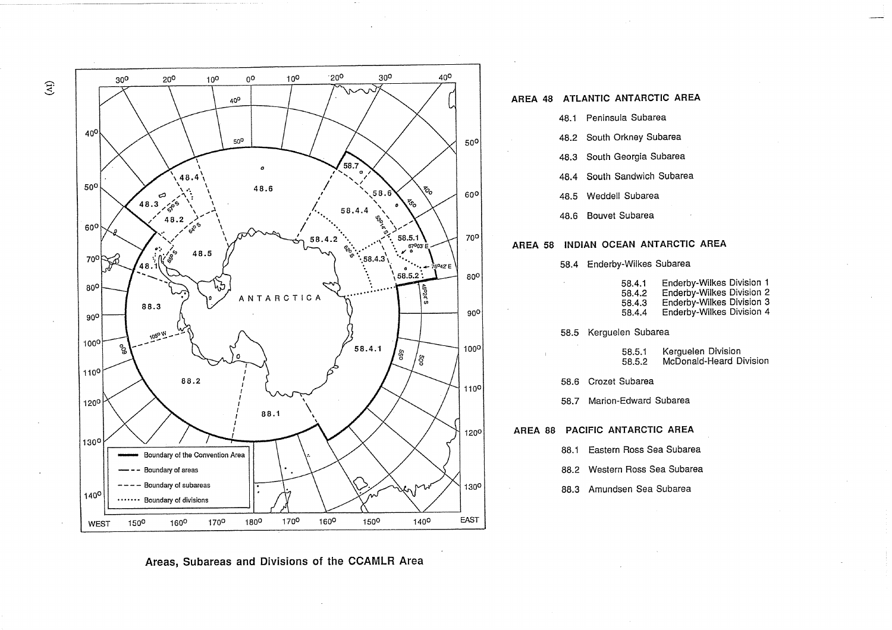## AREA 48 ATLANTIC ANTARCTIC AREA

- 48.1 Peninsula Subarea
- 48.2 South Orkney Subarea
- 48.3 South Georgia Subarea
- 48.4 South Sandwich Subarea
- 48.5 Weddell Subarea
- 48.6 Bouvet Subarea

## AREA 58 INDIAN OCEAN ANTARCTIC AREA

- 58.4 Enderby-Wilkes Subarea
  - 58.4.1 Enderby-Wilkes Division 1
  - 58.4.2 Enderby-Wilkes Division 2
  - 58.4.3 Enderby-Wilkes Division 3
  - 58.4.4 Enderby-Wilkes Division 4
- 58.5 Kerguelen Subarea
  - 58.5.1 Kerguelen Division
  - 58.5.2 McDonald-Heard Division
- 58.6 Crozet Subarea
- 58.7 Marion-Edward Subarea

## AREA 88 PACIFIC ANTARCTIC AREA

- 88.1 Eastern Ross Sea Subarea
- 88.2 Western Ross Sea Subarea
- 88.3 Amundsen Sea Subarea

**Areas, Subareas and Divisions of the CCAMLR Area**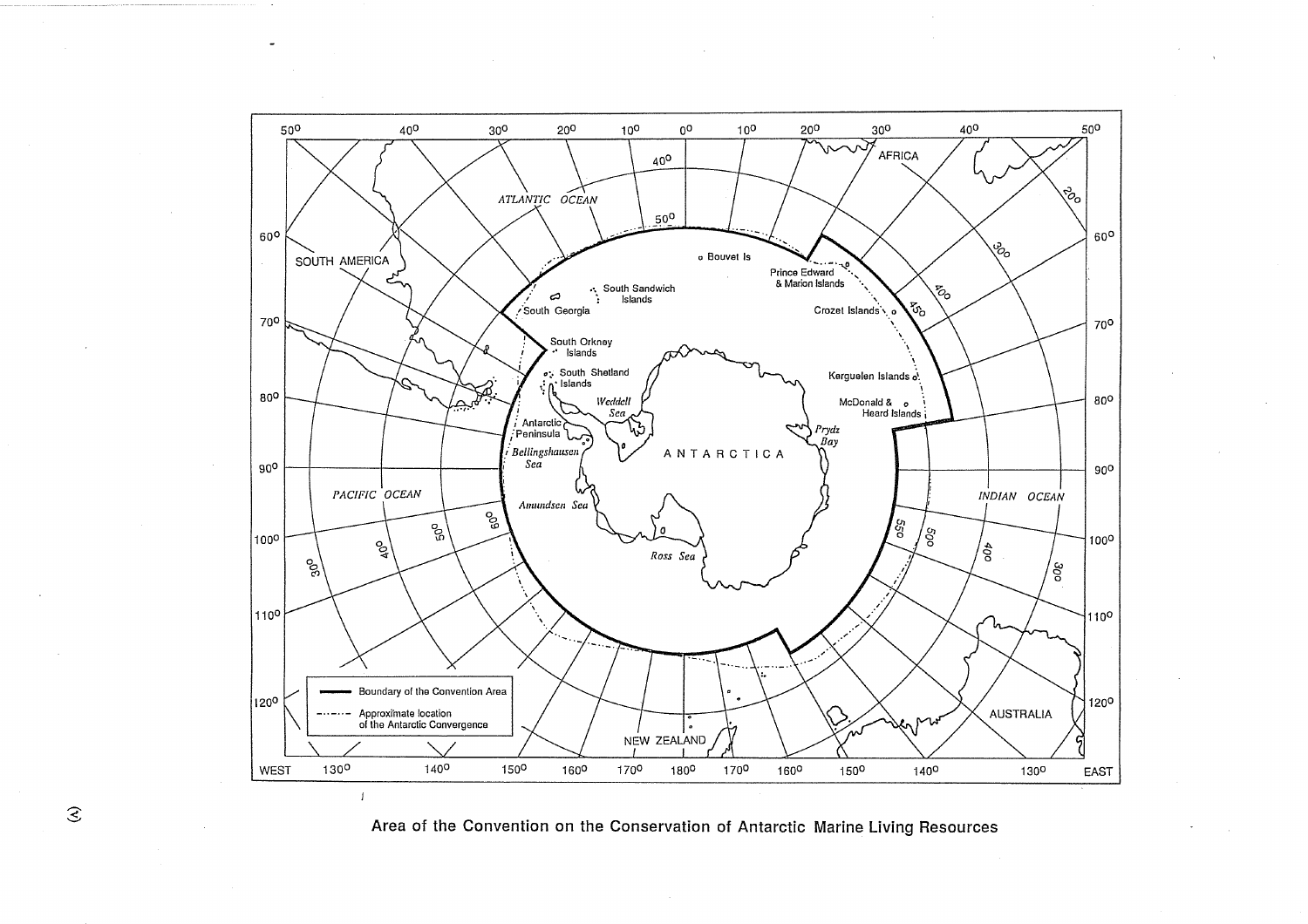Area of the Convention on the Conservation of Antarctic Marine Living Resources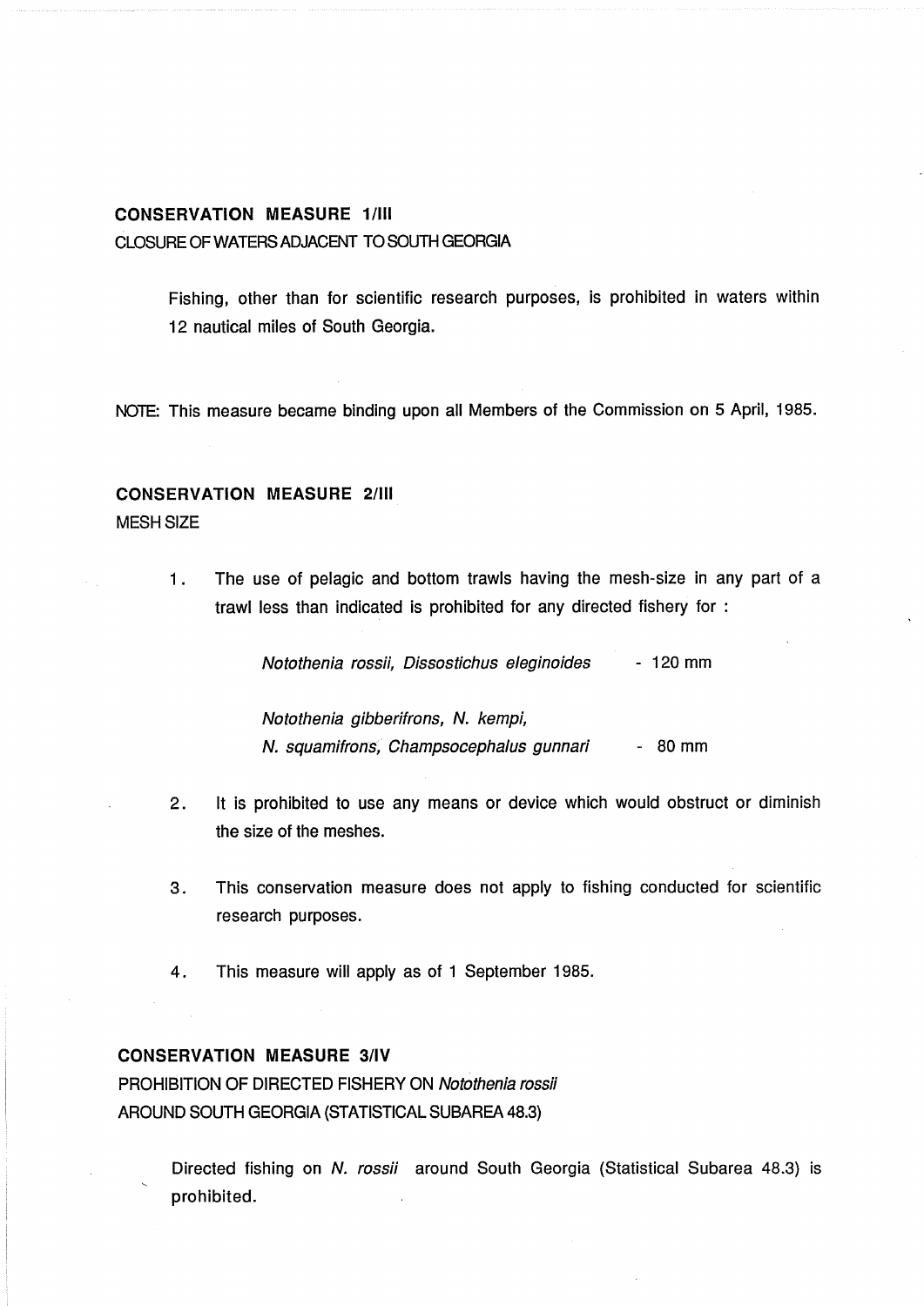## CONSERVATION MEASURE 1/III

CLOSURE OF WATERS ADJACENT TO SOUTH GEORGIA

Fishing, other than for scientific research purposes, is prohibited in waters within 12 nautical miles of South Georgia.

NOTE: This measure became binding upon all Members of the Commission on 5 April, 1985.

## CONSERVATION MEASURE 2/III

MESH SIZE

1. The use of pelagic and bottom trawls having the mesh-size in any part of a trawl less than indicated is prohibited for any directed fishery for :

   *Notothenia rossii, Dissostichus eleginoides* - 120 mm

   *Notothenia gibberifrons, N. kempi, N. squamifrons, Champsocephalus gunnari* - 80 mm

2. It is prohibited to use any means or device which would obstruct or diminish the size of the meshes.

3. This conservation measure does not apply to fishing conducted for scientific research purposes.

4. This measure will apply as of 1 September 1985.

## CONSERVATION MEASURE 3/IV

PROHIBITION OF DIRECTED FISHERY ON *Notothenia rossii* AROUND SOUTH GEORGIA (STATISTICAL SUBAREA 48.3)

Directed fishing on *N. rossii* around South Georgia (Statistical Subarea 48.3) is prohibited.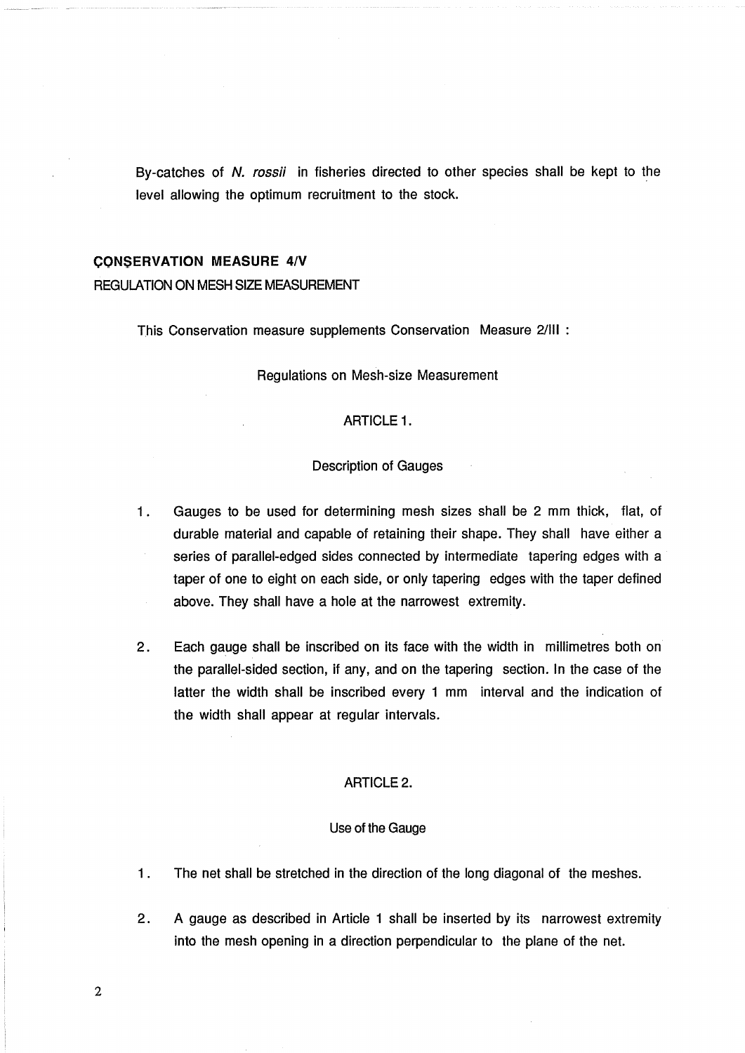By-catches of *N. rossii* in fisheries directed to other species shall be kept to the level allowing the optimum recruitment to the stock.

## CONSERVATION MEASURE 4/V

REGULATION ON MESH SIZE MEASUREMENT

This Conservation measure supplements Conservation Measure 2/III :

Regulations on Mesh-size Measurement

### ARTICLE 1.

Description of Gauges

1. Gauges to be used for determining mesh sizes shall be 2 mm thick, flat, of durable material and capable of retaining their shape. They shall have either a series of parallel-edged sides connected by intermediate tapering edges with a taper of one to eight on each side, or only tapering edges with the taper defined above. They shall have a hole at the narrowest extremity.

2. Each gauge shall be inscribed on its face with the width in millimetres both on the parallel-sided section, if any, and on the tapering section. In the case of the latter the width shall be inscribed every 1 mm interval and the indication of the width shall appear at regular intervals.

### ARTICLE 2.

Use of the Gauge

1. The net shall be stretched in the direction of the long diagonal of the meshes.

2. A gauge as described in Article 1 shall be inserted by its narrowest extremity into the mesh opening in a direction perpendicular to the plane of the net.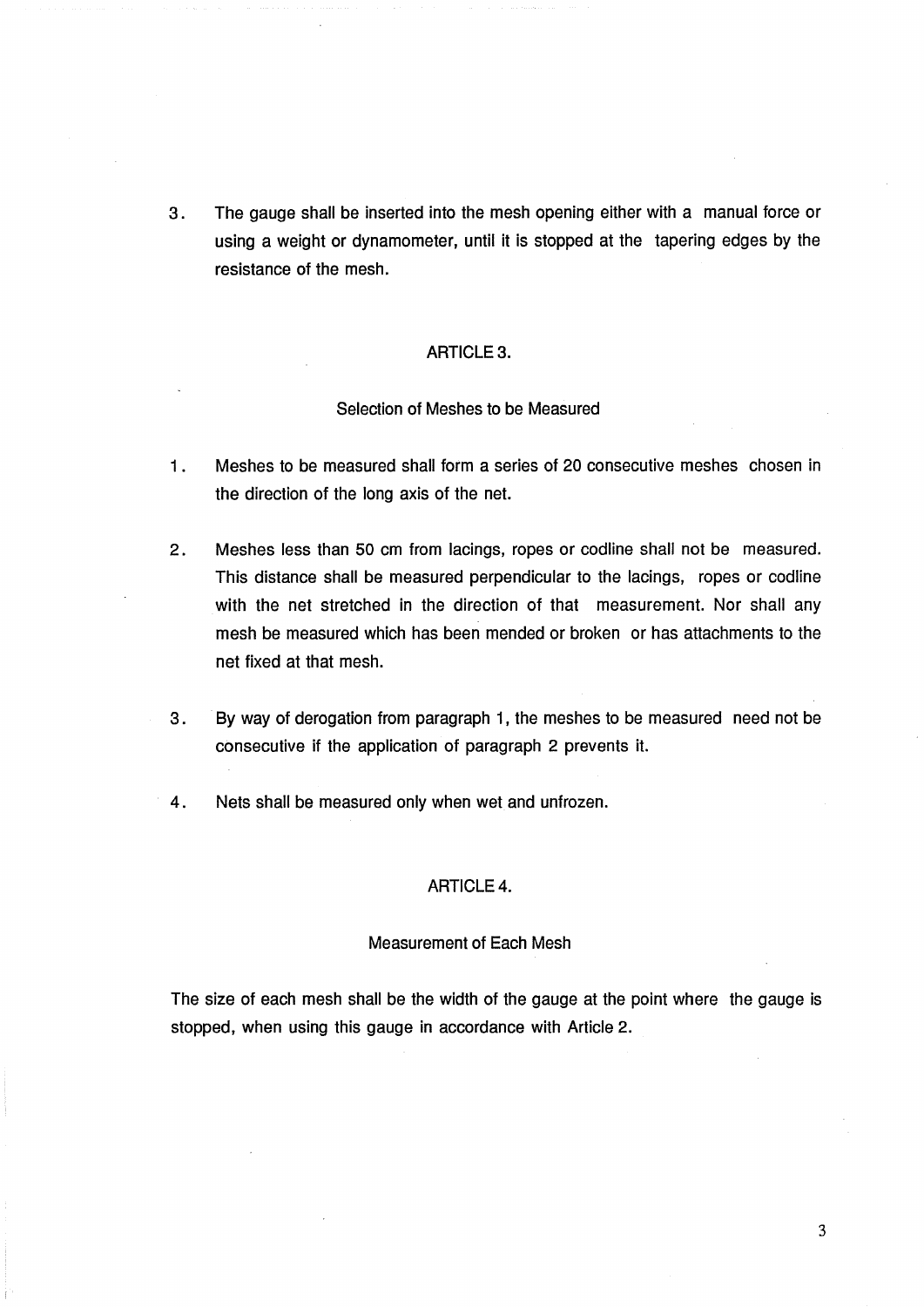3. The gauge shall be inserted into the mesh opening either with a manual force or using a weight or dynamometer, until it is stopped at the tapering edges by the resistance of the mesh.

## ARTICLE 3.

### Selection of Meshes to be Measured

1. Meshes to be measured shall form a series of 20 consecutive meshes chosen in the direction of the long axis of the net.

2. Meshes less than 50 cm from lacings, ropes or codline shall not be measured. This distance shall be measured perpendicular to the lacings, ropes or codline with the net stretched in the direction of that measurement. Nor shall any mesh be measured which has been mended or broken or has attachments to the net fixed at that mesh.

3. By way of derogation from paragraph 1, the meshes to be measured need not be consecutive if the application of paragraph 2 prevents it.

4. Nets shall be measured only when wet and unfrozen.

## ARTICLE 4.

### Measurement of Each Mesh

The size of each mesh shall be the width of the gauge at the point where the gauge is stopped, when using this gauge in accordance with Article 2.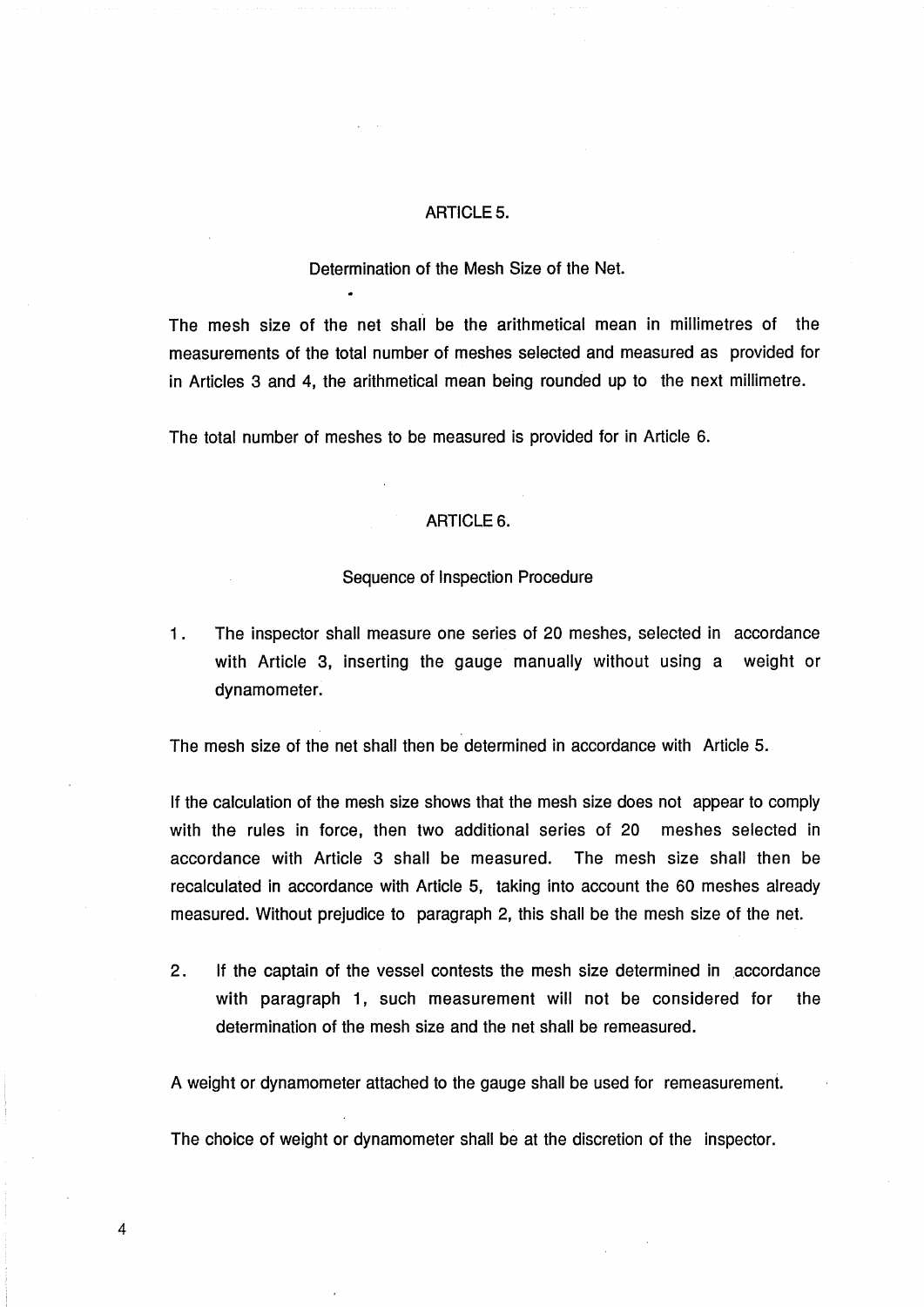## ARTICLE 5.

### Determination of the Mesh Size of the Net.

The mesh size of the net shall be the arithmetical mean in millimetres of the measurements of the total number of meshes selected and measured as provided for in Articles 3 and 4, the arithmetical mean being rounded up to the next millimetre.

The total number of meshes to be measured is provided for in Article 6.

## ARTICLE 6.

### Sequence of Inspection Procedure

1. The inspector shall measure one series of 20 meshes, selected in accordance with Article 3, inserting the gauge manually without using a weight or dynamometer.

The mesh size of the net shall then be determined in accordance with Article 5.

If the calculation of the mesh size shows that the mesh size does not appear to comply with the rules in force, then two additional series of 20 meshes selected in accordance with Article 3 shall be measured. The mesh size shall then be recalculated in accordance with Article 5, taking into account the 60 meshes already measured. Without prejudice to paragraph 2, this shall be the mesh size of the net.

2. If the captain of the vessel contests the mesh size determined in accordance with paragraph 1, such measurement will not be considered for the determination of the mesh size and the net shall be remeasured.

A weight or dynamometer attached to the gauge shall be used for remeasurement.

The choice of weight or dynamometer shall be at the discretion of the inspector.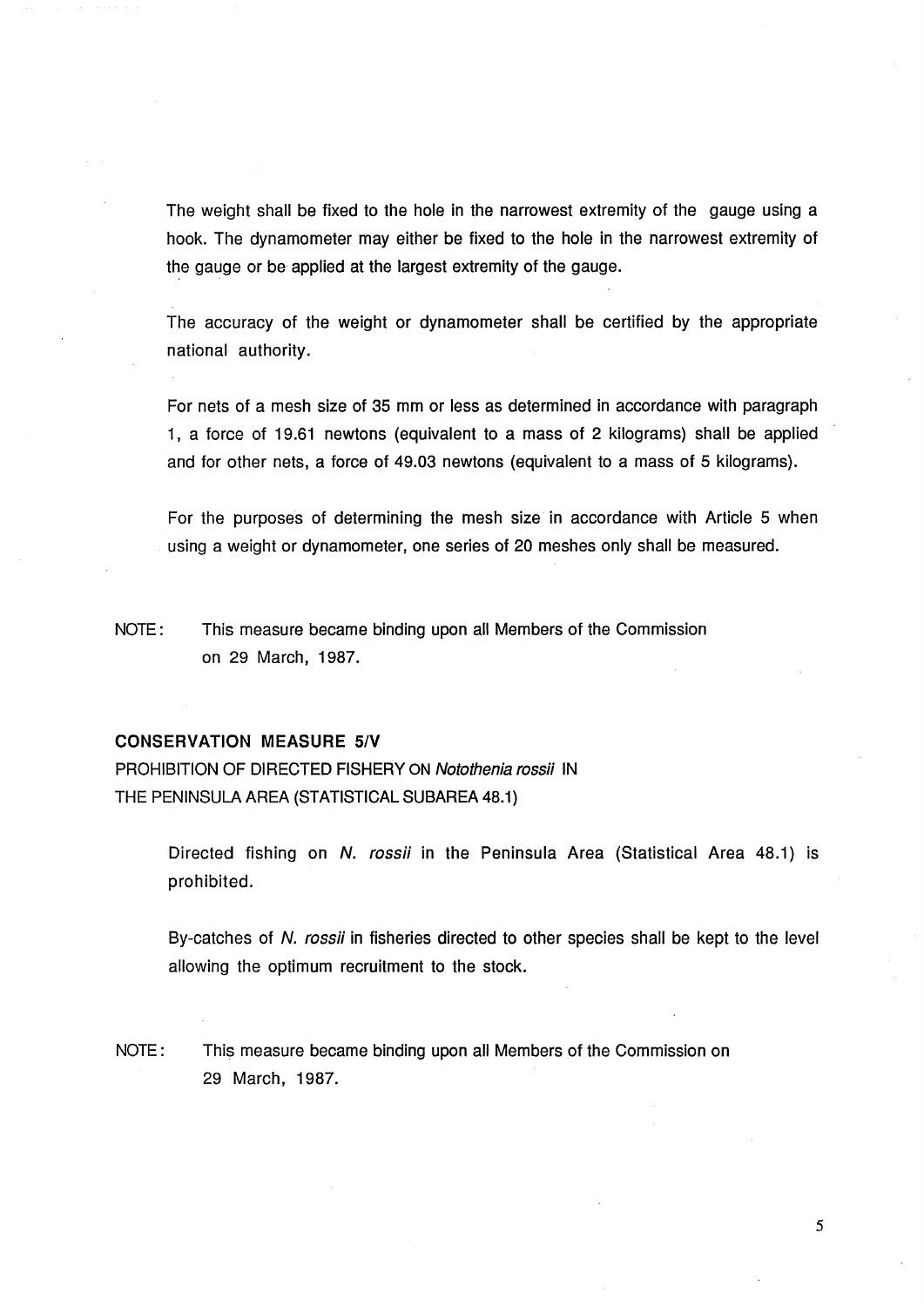The weight shall be fixed to the hole in the narrowest extremity of the gauge using a hook. The dynamometer may either be fixed to the hole in the narrowest extremity of the gauge or be applied at the largest extremity of the gauge.

The accuracy of the weight or dynamometer shall be certified by the appropriate national authority.

For nets of a mesh size of 35 mm or less as determined in accordance with paragraph 1, a force of 19.61 newtons (equivalent to a mass of 2 kilograms) shall be applied and for other nets, a force of 49.03 newtons (equivalent to a mass of 5 kilograms).

For the purposes of determining the mesh size in accordance with Article 5 when using a weight or dynamometer, one series of 20 meshes only shall be measured.

NOTE: This measure became binding upon all Members of the Commission on 29 March, 1987.

## CONSERVATION MEASURE 5/V

PROHIBITION OF DIRECTED FISHERY ON *Notothenia rossii* IN THE PENINSULA AREA (STATISTICAL SUBAREA 48.1)

Directed fishing on *N. rossii* in the Peninsula Area (Statistical Area 48.1) is prohibited.

By-catches of *N. rossii* in fisheries directed to other species shall be kept to the level allowing the optimum recruitment to the stock.

NOTE: This measure became binding upon all Members of the Commission on 29 March, 1987.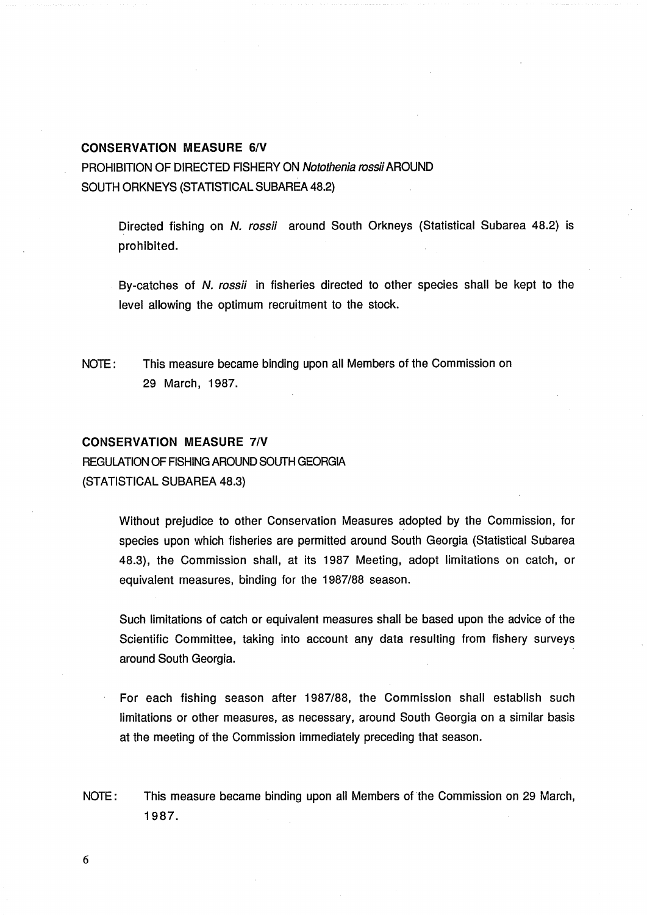**CONSERVATION MEASURE 6/V**

PROHIBITION OF DIRECTED FISHERY ON *Notothenia rossii* AROUND SOUTH ORKNEYS (STATISTICAL SUBAREA 48.2)

Directed fishing on *N. rossii* around South Orkneys (Statistical Subarea 48.2) is prohibited.

By-catches of *N. rossii* in fisheries directed to other species shall be kept to the level allowing the optimum recruitment to the stock.

NOTE: This measure became binding upon all Members of the Commission on 29 March, 1987.

**CONSERVATION MEASURE 7/V**

REGULATION OF FISHING AROUND SOUTH GEORGIA (STATISTICAL SUBAREA 48.3)

Without prejudice to other Conservation Measures adopted by the Commission, for species upon which fisheries are permitted around South Georgia (Statistical Subarea 48.3), the Commission shall, at its 1987 Meeting, adopt limitations on catch, or equivalent measures, binding for the 1987/88 season.

Such limitations of catch or equivalent measures shall be based upon the advice of the Scientific Committee, taking into account any data resulting from fishery surveys around South Georgia.

For each fishing season after 1987/88, the Commission shall establish such limitations or other measures, as necessary, around South Georgia on a similar basis at the meeting of the Commission immediately preceding that season.

NOTE: This measure became binding upon all Members of the Commission on 29 March, 1987.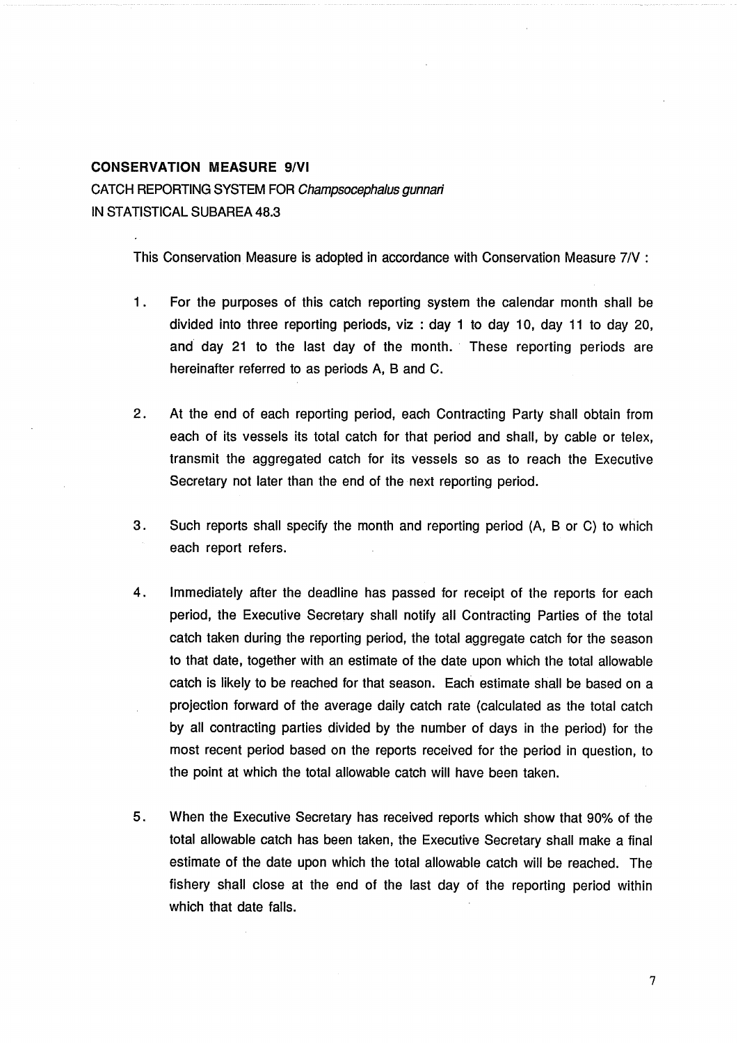**CONSERVATION MEASURE 9/VI**

CATCH REPORTING SYSTEM FOR *Champsocephalus gunnari* IN STATISTICAL SUBAREA 48.3

This Conservation Measure is adopted in accordance with Conservation Measure 7/V :

1. For the purposes of this catch reporting system the calendar month shall be divided into three reporting periods, viz : day 1 to day 10, day 11 to day 20, and day 21 to the last day of the month. These reporting periods are hereinafter referred to as periods A, B and C.

2. At the end of each reporting period, each Contracting Party shall obtain from each of its vessels its total catch for that period and shall, by cable or telex, transmit the aggregated catch for its vessels so as to reach the Executive Secretary not later than the end of the next reporting period.

3. Such reports shall specify the month and reporting period (A, B or C) to which each report refers.

4. Immediately after the deadline has passed for receipt of the reports for each period, the Executive Secretary shall notify all Contracting Parties of the total catch taken during the reporting period, the total aggregate catch for the season to that date, together with an estimate of the date upon which the total allowable catch is likely to be reached for that season. Each estimate shall be based on a projection forward of the average daily catch rate (calculated as the total catch by all contracting parties divided by the number of days in the period) for the most recent period based on the reports received for the period in question, to the point at which the total allowable catch will have been taken.

5. When the Executive Secretary has received reports which show that 90% of the total allowable catch has been taken, the Executive Secretary shall make a final estimate of the date upon which the total allowable catch will be reached. The fishery shall close at the end of the last day of the reporting period within which that date falls.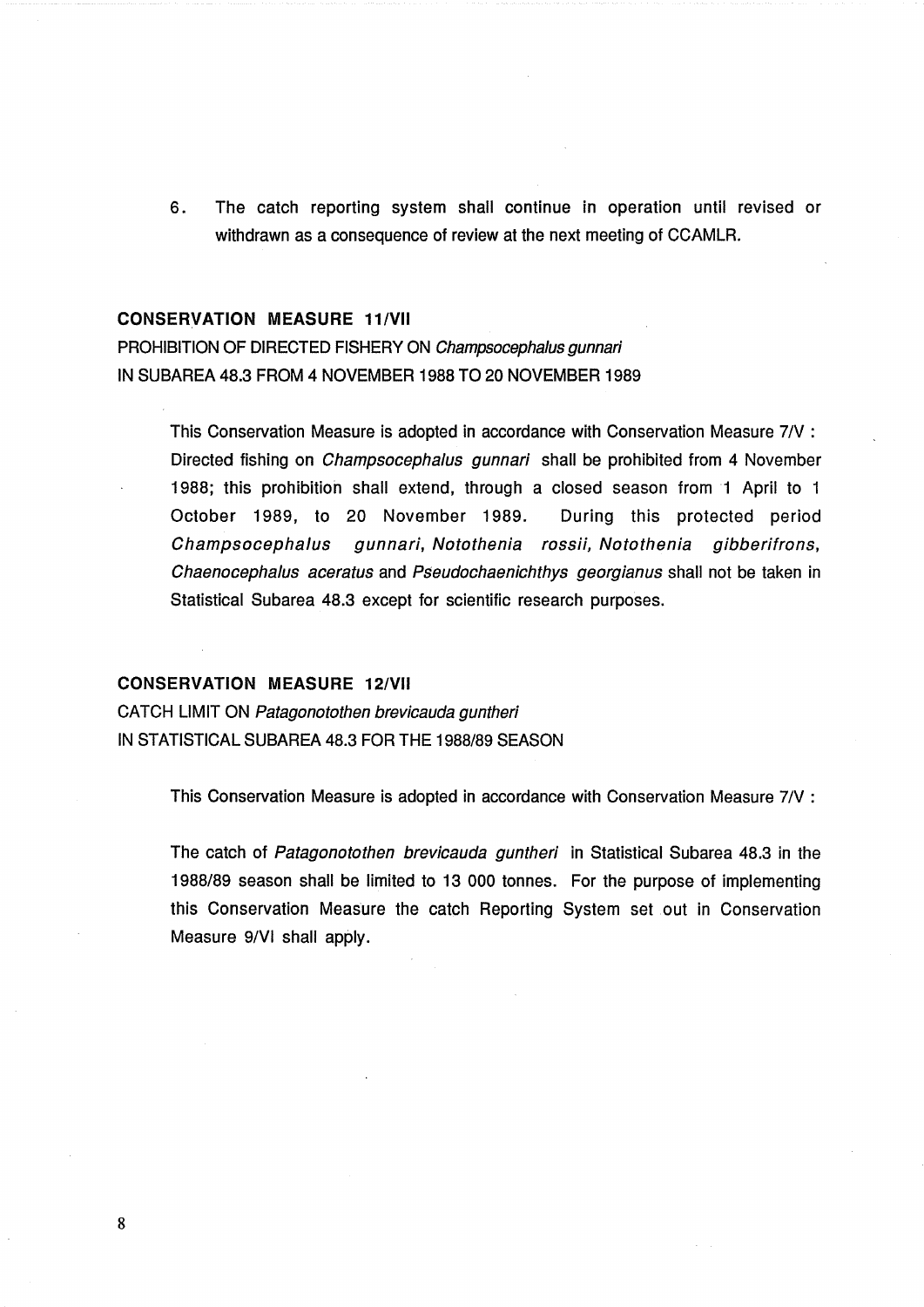6. The catch reporting system shall continue in operation until revised or withdrawn as a consequence of review at the next meeting of CCAMLR.

## CONSERVATION MEASURE 11/VII

PROHIBITION OF DIRECTED FISHERY ON *Champsocephalus gunnari* IN SUBAREA 48.3 FROM 4 NOVEMBER 1988 TO 20 NOVEMBER 1989

This Conservation Measure is adopted in accordance with Conservation Measure 7/V : Directed fishing on *Champsocephalus gunnari* shall be prohibited from 4 November 1988; this prohibition shall extend, through a closed season from 1 April to 1 October 1989, to 20 November 1989. During this protected period *Champsocephalus gunnari*, *Notothenia rossii*, *Notothenia gibberifrons*, *Chaenocephalus aceratus* and *Pseudochaenichthys georgianus* shall not be taken in Statistical Subarea 48.3 except for scientific research purposes.

## CONSERVATION MEASURE 12/VII

CATCH LIMIT ON *Patagonotothen brevicauda guntheri* IN STATISTICAL SUBAREA 48.3 FOR THE 1988/89 SEASON

This Conservation Measure is adopted in accordance with Conservation Measure 7/V :

The catch of *Patagonotothen brevicauda guntheri* in Statistical Subarea 48.3 in the 1988/89 season shall be limited to 13 000 tonnes. For the purpose of implementing this Conservation Measure the catch Reporting System set out in Conservation Measure 9/VI shall apply.